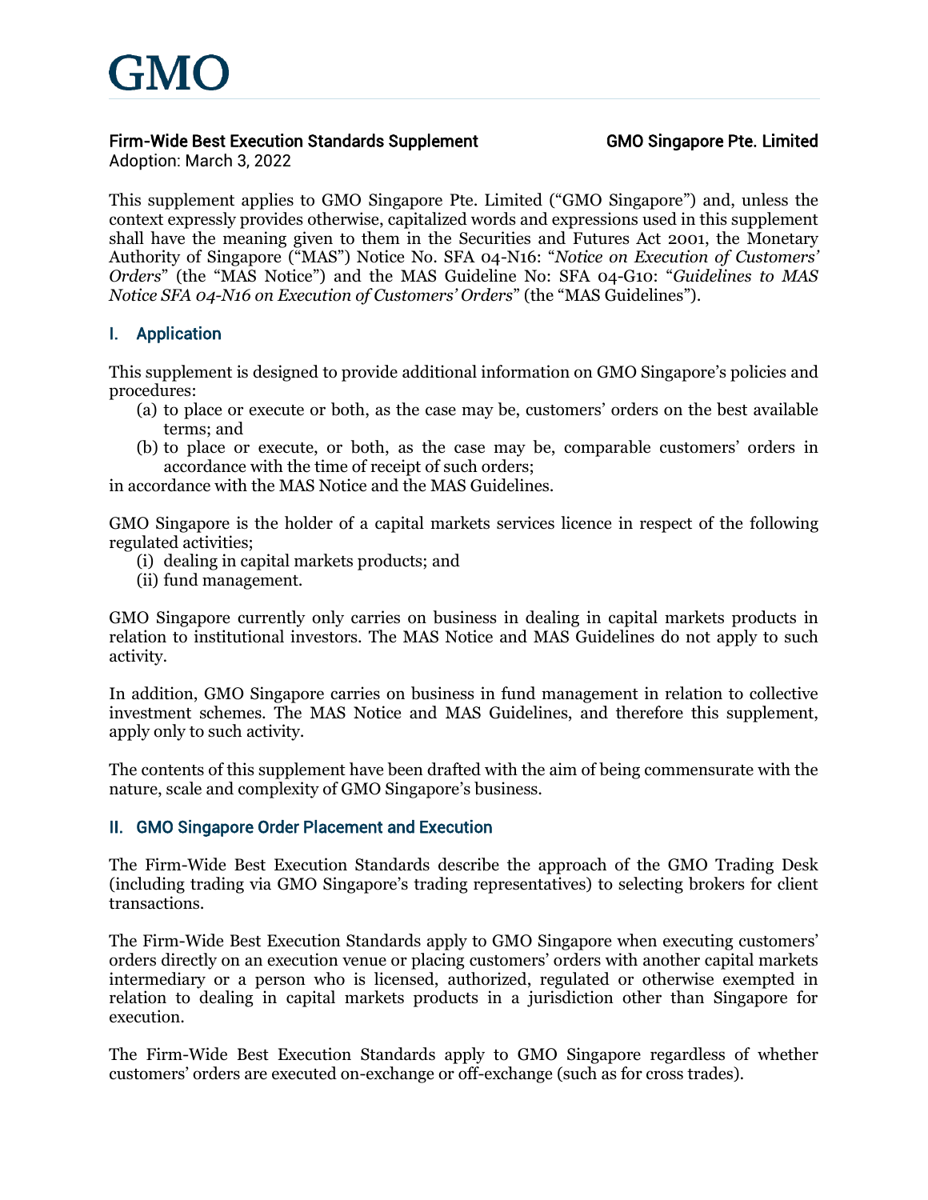# GMO

**Firm-Wide Best Execution Standards Supplement** **GMO Singapore Pte. Limited**

Adoption: March 3, 2022

This supplement applies to GMO Singapore Pte. Limited ("GMO Singapore") and, unless the context expressly provides otherwise, capitalized words and expressions used in this supplement shall have the meaning given to them in the Securities and Futures Act 2001, the Monetary Authority of Singapore ("MAS") Notice No. SFA 04-N16: "*Notice on Execution of Customers' Orders*" (the "MAS Notice") and the MAS Guideline No: SFA 04-G10: "*Guidelines to MAS Notice SFA 04-N16 on Execution of Customers' Orders*" (the "MAS Guidelines").

## I. Application

This supplement is designed to provide additional information on GMO Singapore's policies and procedures:

(a) to place or execute or both, as the case may be, customers' orders on the best available terms; and

(b) to place or execute, or both, as the case may be, comparable customers' orders in accordance with the time of receipt of such orders;

in accordance with the MAS Notice and the MAS Guidelines.

GMO Singapore is the holder of a capital markets services licence in respect of the following regulated activities;

(i) dealing in capital markets products; and

(ii) fund management.

GMO Singapore currently only carries on business in dealing in capital markets products in relation to institutional investors. The MAS Notice and MAS Guidelines do not apply to such activity.

In addition, GMO Singapore carries on business in fund management in relation to collective investment schemes. The MAS Notice and MAS Guidelines, and therefore this supplement, apply only to such activity.

The contents of this supplement have been drafted with the aim of being commensurate with the nature, scale and complexity of GMO Singapore's business.

## II. GMO Singapore Order Placement and Execution

The Firm-Wide Best Execution Standards describe the approach of the GMO Trading Desk (including trading via GMO Singapore's trading representatives) to selecting brokers for client transactions.

The Firm-Wide Best Execution Standards apply to GMO Singapore when executing customers' orders directly on an execution venue or placing customers' orders with another capital markets intermediary or a person who is licensed, authorized, regulated or otherwise exempted in relation to dealing in capital markets products in a jurisdiction other than Singapore for execution.

The Firm-Wide Best Execution Standards apply to GMO Singapore regardless of whether customers' orders are executed on-exchange or off-exchange (such as for cross trades).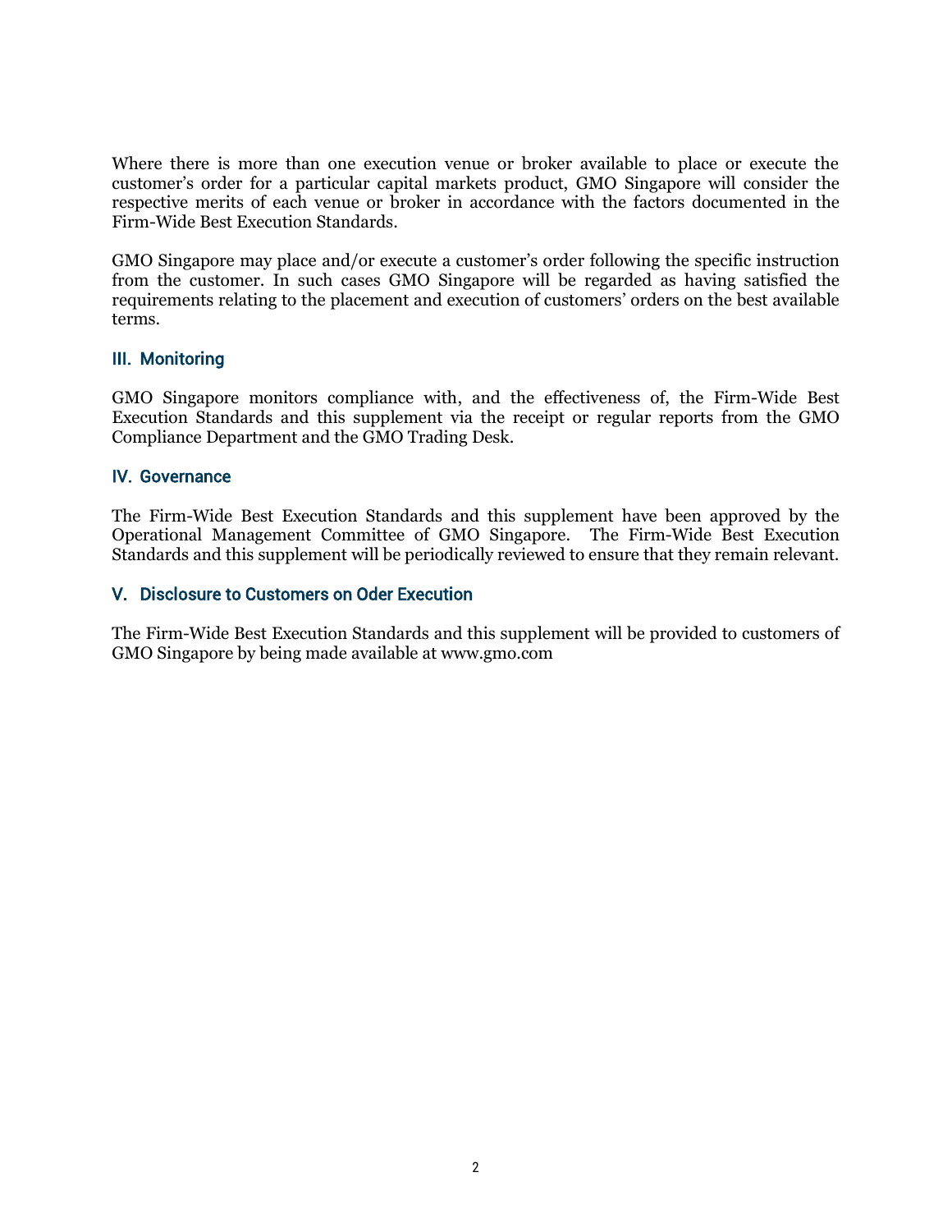Where there is more than one execution venue or broker available to place or execute the customer's order for a particular capital markets product, GMO Singapore will consider the respective merits of each venue or broker in accordance with the factors documented in the Firm-Wide Best Execution Standards.

GMO Singapore may place and/or execute a customer's order following the specific instruction from the customer. In such cases GMO Singapore will be regarded as having satisfied the requirements relating to the placement and execution of customers' orders on the best available terms.

## III. Monitoring

GMO Singapore monitors compliance with, and the effectiveness of, the Firm-Wide Best Execution Standards and this supplement via the receipt or regular reports from the GMO Compliance Department and the GMO Trading Desk.

## IV. Governance

The Firm-Wide Best Execution Standards and this supplement have been approved by the Operational Management Committee of GMO Singapore. The Firm-Wide Best Execution Standards and this supplement will be periodically reviewed to ensure that they remain relevant.

## V. Disclosure to Customers on Oder Execution

The Firm-Wide Best Execution Standards and this supplement will be provided to customers of GMO Singapore by being made available at www.gmo.com